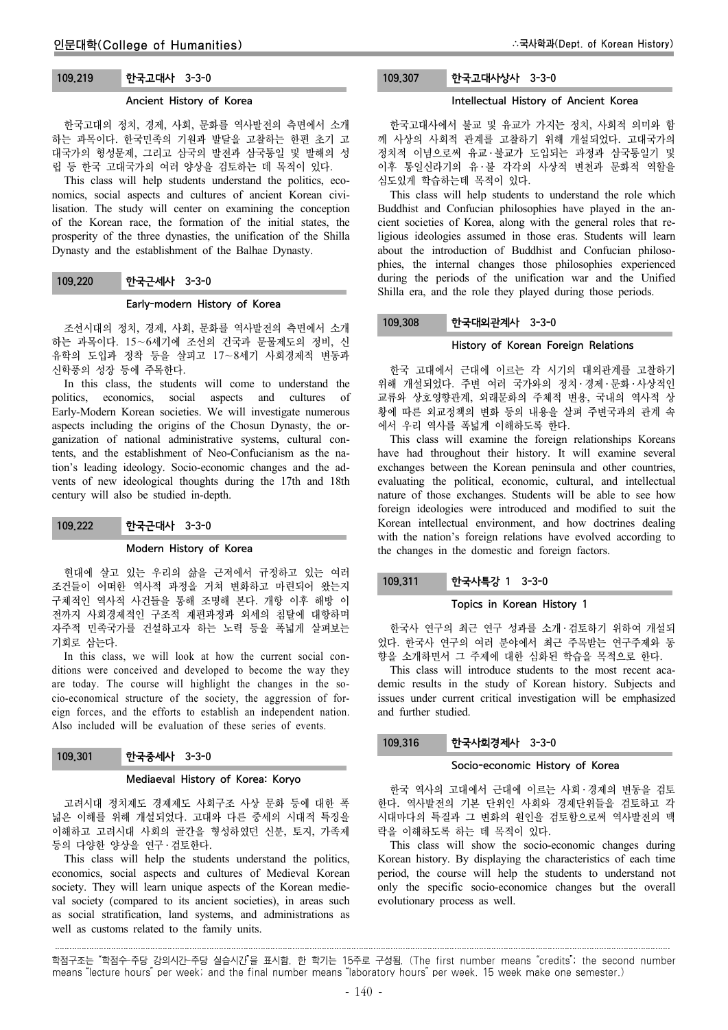### 109.219 한국고대사 3-3-0

#### Ancient History of Korea

한국고대의 정치, 경제, 사회, 문화를 역사발전의 측면에서 소개하는 과목이다. 한국민족의 기원과 발달을 고찰하는 한편 초기 고대국가의 형성문제, 그리고 삼국의 발전과 삼국통일 및 발해의 성립 등 한국 고대국가의 여러 양상을 검토하는 데 목적이 있다.

This class will help students understand the politics, economics, social aspects and cultures of ancient Korean civilisation. The study will center on examining the conception of the Korean race, the formation of the initial states, the prosperity of the three dynasties, the unification of the Shilla Dynasty and the establishment of the Balhae Dynasty.

### 109.220 한국근세사 3-3-0

#### Early-modern History of Korea

조선시대의 정치, 경제, 사회, 문화를 역사발전의 측면에서 소개하는 과목이다. 15~6세기에 조선의 건국과 문물제도의 정비, 신유학의 도입과 정착 등을 살피고 17~8세기 사회경제적 변동과 신학풍의 성장 등에 주목한다.

In this class, the students will come to understand the politics, economics, social aspects and cultures of Early-Modern Korean societies. We will investigate numerous aspects including the origins of the Chosun Dynasty, the organization of national administrative systems, cultural contents, and the establishment of Neo-Confucianism as the nation's leading ideology. Socio-economic changes and the advents of new ideological thoughts during the 17th and 18th century will also be studied in-depth.

### 109.222 한국근대사 3-3-0

#### Modern History of Korea

현대에 살고 있는 우리의 삶을 근저에서 규정하고 있는 여러 조건들이 어떠한 역사적 과정을 거쳐 변화하고 마련되어 왔는지 구체적인 역사적 사건들을 통해 조명해 본다. 개항 이후 해방 이전까지 사회경제적인 구조적 재편과정과 외세의 침탈에 대항하며 자주적 민족국가를 건설하고자 하는 노력 등을 폭넓게 살펴보는 기회로 삼는다.

In this class, we will look at how the current social conditions were conceived and developed to become the way they are today. The course will highlight the changes in the socio-economical structure of the society, the aggression of foreign forces, and the efforts to establish an independent nation. Also included will be evaluation of these series of events.

### 109.301 한국중세사 3-3-0

#### Mediaeval History of Korea: Koryo

고려시대 정치제도 경제제도 사회구조 사상 문화 등에 대한 폭넓은 이해를 위해 개설되었다. 고대와 다른 중세의 시대적 특징을 이해하고 고려시대 사회의 골간을 형성하였던 신분, 토지, 가족제 등의 다양한 양상을 연구·검토한다.

This class will help the students understand the politics, economics, social aspects and cultures of Medieval Korean society. They will learn unique aspects of the Korean medieval society (compared to its ancient societies), in areas such as social stratification, land systems, and administrations as well as customs related to the family units.

### 109.307 한국고대사상사 3-3-0

#### Intellectual History of Ancient Korea

한국고대사에서 불교 및 유교가 가지는 정치, 사회적 의미와 함께 사상의 사회적 관계를 고찰하기 위해 개설되었다. 고대국가의 정치적 이념으로써 유교·불교가 도입되는 과정과 삼국통일기 및 이후 통일신라기의 유·불 각각의 사상적 변천과 문화적 역할을 심도있게 학습하는데 목적이 있다.

This class will help students to understand the role which Buddhist and Confucian philosophies have played in the ancient societies of Korea, along with the general roles that religious ideologies assumed in those eras. Students will learn about the introduction of Buddhist and Confucian philosophies, the internal changes those philosophies experienced during the periods of the unification war and the Unified Shilla era, and the role they played during those periods.

### 109.308 한국대외관계사 3-3-0

#### History of Korean Foreign Relations

한국 고대에서 근대에 이르는 각 시기의 대외관계를 고찰하기 위해 개설되었다. 주변 여러 국가와의 정치·경제·문화·사상적인 교류와 상호영향관계, 외래문화의 주체적 변용, 국내의 역사적 상황에 따른 외교정책의 변화 등의 내용을 살펴 주변국과의 관계 속에서 우리 역사를 폭넓게 이해하도록 한다.

This class will examine the foreign relationships Koreans have had throughout their history. It will examine several exchanges between the Korean peninsula and other countries, evaluating the political, economic, cultural, and intellectual nature of those exchanges. Students will be able to see how foreign ideologies were introduced and modified to suit the Korean intellectual environment, and how doctrines dealing with the nation's foreign relations have evolved according to the changes in the domestic and foreign factors.

### 109.311 한국사특강 1 3-3-0

#### Topics in Korean History 1

한국사 연구의 최근 연구 성과를 소개·검토하기 위하여 개설되었다. 한국사 연구의 여러 분야에서 최근 주목받는 연구주제와 동향을 소개하면서 그 주제에 대한 심화된 학습을 목적으로 한다.

This class will introduce students to the most recent academic results in the study of Korean history. Subjects and issues under current critical investigation will be emphasized and further studied.

### 109.316 한국사회경제사 3-3-0

#### Socio-economic History of Korea

한국 역사의 고대에서 근대에 이르는 사회·경제의 변동을 검토한다. 역사발전의 기본 단위인 사회와 경제단위들을 검토하고 각 시대마다의 특질과 그 변화의 원인을 검토함으로써 역사발전의 맥락을 이해하도록 하는 데 목적이 있다.

This class will show the socio-economic changes during Korean history. By displaying the characteristics of each time period, the course will help the students to understand not only the specific socio-economice changes but the overall evolutionary process as well.

학점구조는 "학점수-주당 강의시간-주당 실습시간"을 표시함. 한 학기는 15주로 구성됨. (The first number means "credits"; the second number means "lecture hours" per week; and the final number means "laboratory hours" per week. 15 week make one semester.)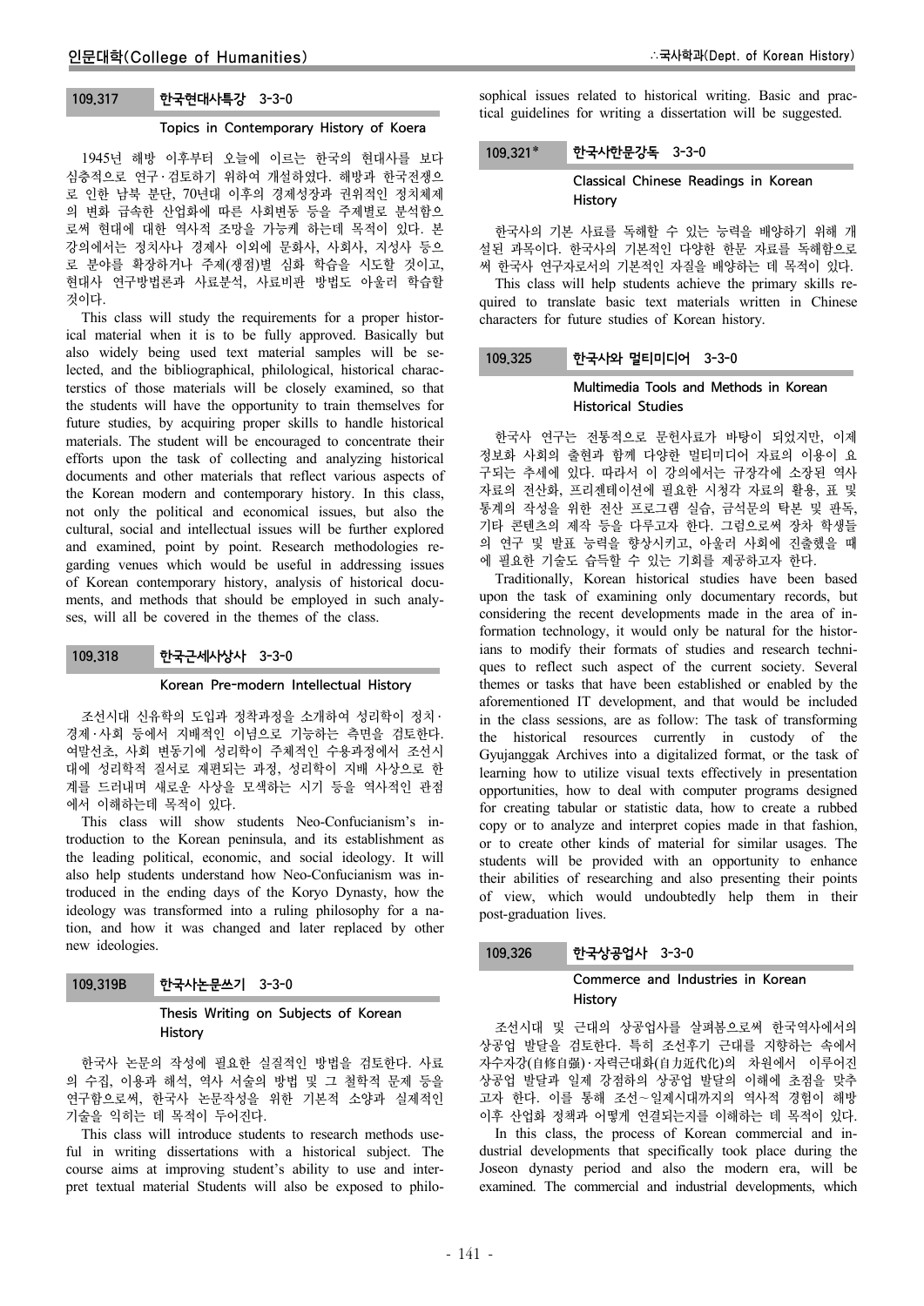### 109.317 한국현대사특강 3-3-0

**Topics in Contemporary History of Koera**

1945년 해방 이후부터 오늘에 이르는 한국의 현대사를 보다 심층적으로 연구·검토하기 위하여 개설하였다. 해방과 한국전쟁으로 인한 남북 분단, 70년대 이후의 경제성장과 권위적인 정치체제의 변화 급속한 산업화에 따른 사회변동 등을 주제별로 분석함으로써 현대에 대한 역사적 조망을 가능케 하는데 목적이 있다. 본 강의에서는 정치사나 경제사 이외에 문화사, 사회사, 지성사 등으로 분야를 확장하거나 주제(쟁점)별 심화 학습을 시도할 것이고, 현대사 연구방법론과 사료분석, 사료비판 방법도 아울러 학습할 것이다.

This class will study the requirements for a proper historical material when it is to be fully approved. Basically but also widely being used text material samples will be selected, and the bibliographical, philological, historical characterstics of those materials will be closely examined, so that the students will have the opportunity to train themselves for future studies, by acquiring proper skills to handle historical materials. The student will be encouraged to concentrate their efforts upon the task of collecting and analyzing historical documents and other materials that reflect various aspects of the Korean modern and contemporary history. In this class, not only the political and economical issues, but also the cultural, social and intellectual issues will be further explored and examined, point by point. Research methodologies regarding venues which would be useful in addressing issues of Korean contemporary history, analysis of historical documents, and methods that should be employed in such analyses, will all be covered in the themes of the class.

### 109.318 한국근세사상사 3-3-0

**Korean Pre-modern Intellectual History**

조선시대 신유학의 도입과 정착과정을 소개하여 성리학이 정치·경제·사회 등에서 지배적인 이념으로 기능하는 측면을 검토한다. 여말선초, 사회 변동기에 성리학이 주체적인 수용과정에서 조선시대에 성리학적 질서로 재편되는 과정, 성리학이 지배 사상으로 한계를 드러내며 새로운 사상을 모색하는 시기 등을 역사적인 관점에서 이해하는데 목적이 있다.

This class will show students Neo-Confucianism's introduction to the Korean peninsula, and its establishment as the leading political, economic, and social ideology. It will also help students understand how Neo-Confucianism was introduced in the ending days of the Koryo Dynasty, how the ideology was transformed into a ruling philosophy for a nation, and how it was changed and later replaced by other new ideologies.

### 109.319B 한국사논문쓰기 3-3-0

**Thesis Writing on Subjects of Korean History**

한국사 논문의 작성에 필요한 실질적인 방법을 검토한다. 사료의 수집, 이용과 해석, 역사 서술의 방법 및 그 철학적 문제 등을 연구함으로써, 한국사 논문작성을 위한 기본적 소양과 실제적인 기술을 익히는 데 목적이 두어진다.

This class will introduce students to research methods useful in writing dissertations with a historical subject. The course aims at improving student's ability to use and interpret textual material Students will also be exposed to philosophical issues related to historical writing. Basic and practical guidelines for writing a dissertation will be suggested.

### 109.321* 한국사한문강독 3-3-0

**Classical Chinese Readings in Korean History**

한국사의 기본 사료를 독해할 수 있는 능력을 배양하기 위해 개설된 과목이다. 한국사의 기본적인 다양한 한문 자료를 독해함으로써 한국사 연구자로서의 기본적인 자질을 배양하는 데 목적이 있다.

This class will help students achieve the primary skills required to translate basic text materials written in Chinese characters for future studies of Korean history.

### 109.325 한국사와 멀티미디어 3-3-0

**Multimedia Tools and Methods in Korean Historical Studies**

한국사 연구는 전통적으로 문헌사료가 바탕이 되었지만, 이제 정보화 사회의 출현과 함께 다양한 멀티미디어 자료의 이용이 요구되는 추세에 있다. 따라서 이 강의에서는 규장각에 소장된 역사자료의 전산화, 프리젠테이션에 필요한 시청각 자료의 활용, 표 및 통계의 작성을 위한 전산 프로그램 실습, 금석문의 탁본 및 판독, 기타 콘텐츠의 제작 등을 다루고자 한다. 그럼으로써 장차 학생들의 연구 및 발표 능력을 향상시키고, 아울러 사회에 진출했을 때에 필요한 기술도 습득할 수 있는 기회를 제공하고자 한다.

Traditionally, Korean historical studies have been based upon the task of examining only documentary records, but considering the recent developments made in the area of information technology, it would only be natural for the historians to modify their formats of studies and research techniques to reflect such aspect of the current society. Several themes or tasks that have been established or enabled by the aforementioned IT development, and that would be included in the class sessions, are as follow: The task of transforming the historical resources currently in custody of the Gyujanggak Archives into a digitalized format, or the task of learning how to utilize visual texts effectively in presentation opportunities, how to deal with computer programs designed for creating tabular or statistic data, how to create a rubbed copy or to analyze and interpret copies made in that fashion, or to create other kinds of material for similar usages. The students will be provided with an opportunity to enhance their abilities of researching and also presenting their points of view, which would undoubtedly help them in their post-graduation lives.

### 109.326 한국상공업사 3-3-0

**Commerce and Industries in Korean History**

조선시대 및 근대의 상공업사를 살펴봄으로써 한국역사에서의 상공업 발달을 검토한다. 특히 조선후기 근대를 지향하는 속에서 자수자강(自修自强)·자력근대화(自力近代化)의 차원에서 이루어진 상공업 발달과 일제 강점하의 상공업 발달의 이해에 초점을 맞추고자 한다. 이를 통해 조선~일제시대까지의 역사적 경험이 해방 이후 산업화 정책과 어떻게 연결되는지를 이해하는 데 목적이 있다.

In this class, the process of Korean commercial and industrial developments that specifically took place during the Joseon dynasty period and also the modern era, will be examined. The commercial and industrial developments, which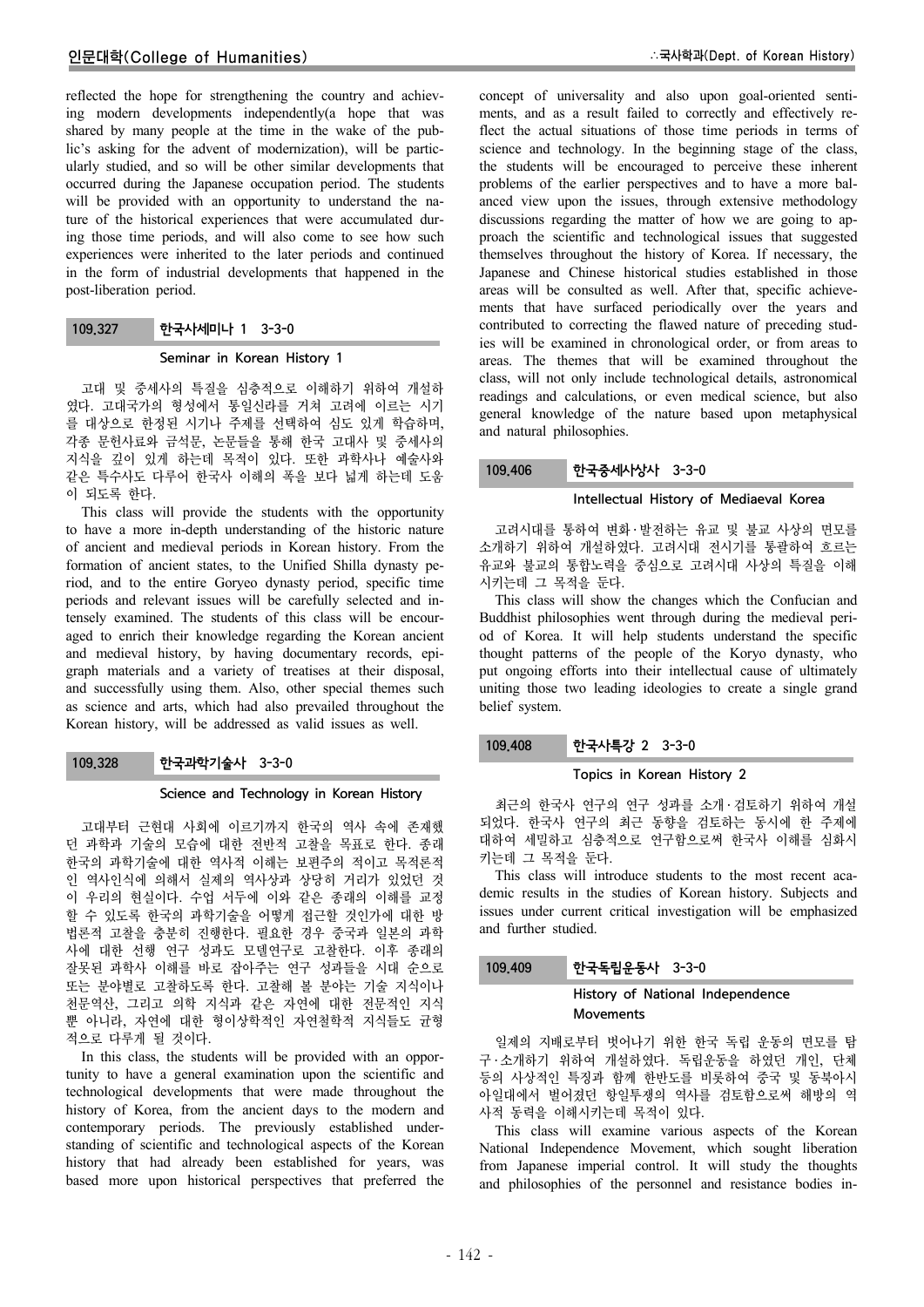reflected the hope for strengthening the country and achieving modern developments independently(a hope that was shared by many people at the time in the wake of the public's asking for the advent of modernization), will be particularly studied, and so will be other similar developments that occurred during the Japanese occupation period. The students will be provided with an opportunity to understand the nature of the historical experiences that were accumulated during those time periods, and will also come to see how such experiences were inherited to the later periods and continued in the form of industrial developments that happened in the post-liberation period.

### 109.327 한국사세미나 1 3-3-0

**Seminar in Korean History 1**

고대 및 중세사의 특질을 심층적으로 이해하기 위하여 개설하였다. 고대국가의 형성에서 통일신라를 거쳐 고려에 이르는 시기를 대상으로 한정된 시기나 주제를 선택하여 심도 있게 학습하며, 각종 문헌사료와 금석문, 논문들을 통해 한국 고대사 및 중세사의 지식을 깊이 있게 하는데 목적이 있다. 또한 과학사나 예술사와 같은 특수사도 다루어 한국사 이해의 폭을 보다 넓게 하는데 도움이 되도록 한다.

This class will provide the students with the opportunity to have a more in-depth understanding of the historic nature of ancient and medieval periods in Korean history. From the formation of ancient states, to the Unified Shilla dynasty period, and to the entire Goryeo dynasty period, specific time periods and relevant issues will be carefully selected and intensely examined. The students of this class will be encouraged to enrich their knowledge regarding the Korean ancient and medieval history, by having documentary records, epigraph materials and a variety of treatises at their disposal, and successfully using them. Also, other special themes such as science and arts, which had also prevailed throughout the Korean history, will be addressed as valid issues as well.

### 109.328 한국과학기술사 3-3-0

**Science and Technology in Korean History**

고대부터 근현대 사회에 이르기까지 한국의 역사 속에 존재했던 과학과 기술의 모습에 대한 전반적 고찰을 목표로 한다. 종래 한국의 과학기술에 대한 역사적 이해는 보편주의 적이고 목적론적인 역사인식에 의해서 실제의 역사상과 상당히 거리가 있었던 것이 우리의 현실이다. 수업 서두에 이와 같은 종래의 이해를 교정할 수 있도록 한국의 과학기술을 어떻게 접근할 것인가에 대한 방법론적 고찰을 충분히 진행한다. 필요한 경우 중국과 일본의 과학사에 대한 선행 연구 성과도 모델연구로 고찰한다. 이후 종래의 잘못된 과학사 이해를 바로 잡아주는 연구 성과들을 시대 순으로 또는 분야별로 고찰하도록 한다. 고찰해 볼 분야는 기술 지식이나 천문역산, 그리고 의학 지식과 같은 자연에 대한 전문적인 지식뿐 아니라, 자연에 대한 형이상학적인 자연철학적 지식들도 균형적으로 다루게 될 것이다.

In this class, the students will be provided with an opportunity to have a general examination upon the scientific and technological developments that were made throughout the history of Korea, from the ancient days to the modern and contemporary periods. The previously established understanding of scientific and technological aspects of the Korean history that had already been established for years, was based more upon historical perspectives that preferred the concept of universality and also upon goal-oriented sentiments, and as a result failed to correctly and effectively reflect the actual situations of those time periods in terms of science and technology. In the beginning stage of the class, the students will be encouraged to perceive these inherent problems of the earlier perspectives and to have a more balanced view upon the issues, through extensive methodology discussions regarding the matter of how we are going to approach the scientific and technological issues that suggested themselves throughout the history of Korea. If necessary, the Japanese and Chinese historical studies established in those areas will be consulted as well. After that, specific achievements that have surfaced periodically over the years and contributed to correcting the flawed nature of preceding studies will be examined in chronological order, or from areas to areas. The themes that will be examined throughout the class, will not only include technological details, astronomical readings and calculations, or even medical science, but also general knowledge of the nature based upon metaphysical and natural philosophies.

### 109.406 한국중세사상사 3-3-0

**Intellectual History of Mediaeval Korea**

고려시대를 통하여 변화·발전하는 유교 및 불교 사상의 면모를 소개하기 위하여 개설하였다. 고려시대 전시기를 통괄하여 흐르는 유교와 불교의 통합노력을 중심으로 고려시대 사상의 특질을 이해시키는데 그 목적을 둔다.

This class will show the changes which the Confucian and Buddhist philosophies went through during the medieval period of Korea. It will help students understand the specific thought patterns of the people of the Koryo dynasty, who put ongoing efforts into their intellectual cause of ultimately uniting those two leading ideologies to create a single grand belief system.

### 109.408 한국사특강 2 3-3-0

**Topics in Korean History 2**

최근의 한국사 연구의 연구 성과를 소개·검토하기 위하여 개설되었다. 한국사 연구의 최근 동향을 검토하는 동시에 한 주제에 대하여 세밀하고 심층적으로 연구함으로써 한국사 이해를 심화시키는데 그 목적을 둔다.

This class will introduce students to the most recent academic results in the studies of Korean history. Subjects and issues under current critical investigation will be emphasized and further studied.

### 109.409 한국독립운동사 3-3-0

**History of National Independence Movements**

일제의 지배로부터 벗어나기 위한 한국 독립 운동의 면모를 탐구·소개하기 위하여 개설하였다. 독립운동을 하였던 개인, 단체 등의 사상적인 특징과 함께 한반도를 비롯하여 중국 및 동북아시아일대에서 벌어졌던 항일투쟁의 역사를 검토함으로써 해방의 역사적 동력을 이해시키는데 목적이 있다.

This class will examine various aspects of the Korean National Independence Movement, which sought liberation from Japanese imperial control. It will study the thoughts and philosophies of the personnel and resistance bodies in-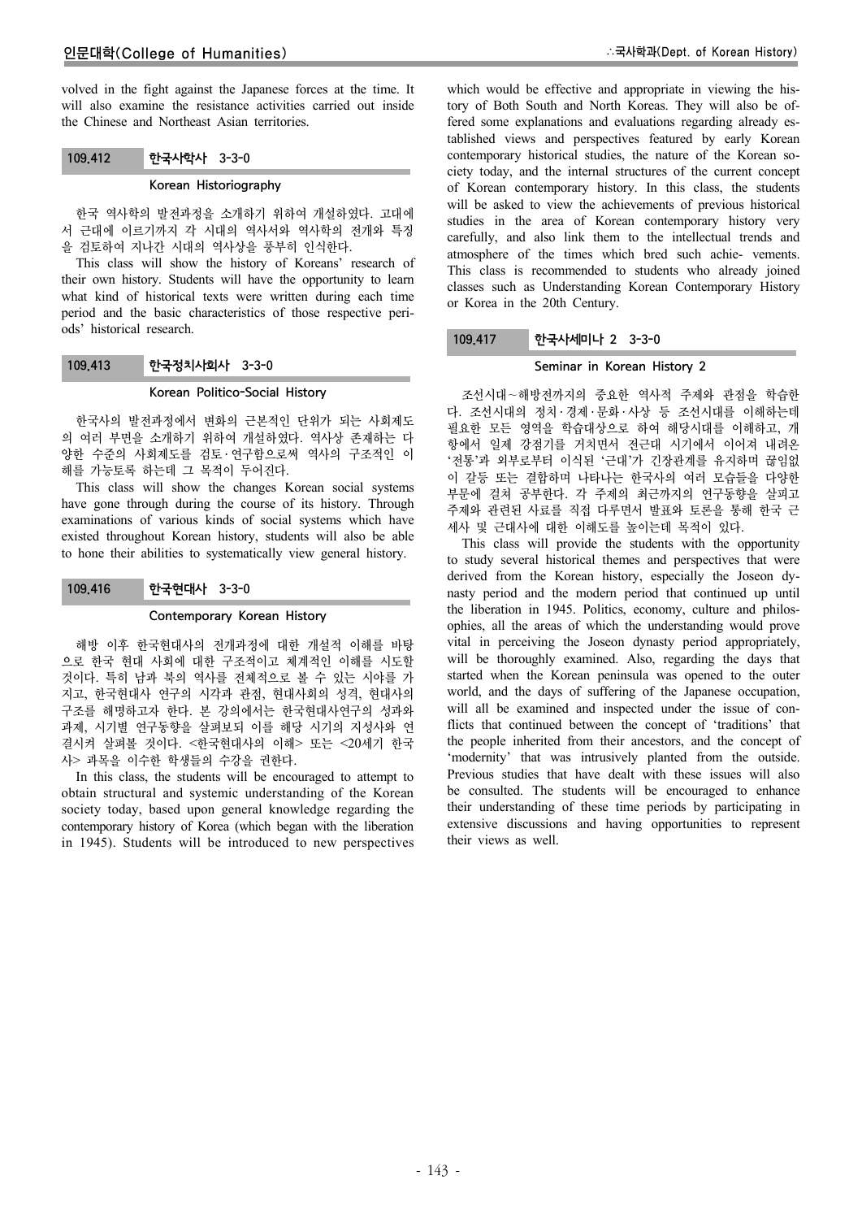volved in the fight against the Japanese forces at the time. It will also examine the resistance activities carried out inside the Chinese and Northeast Asian territories.

### 109.412 한국사학사 3-3-0

#### Korean Historiography

한국 역사학의 발전과정을 소개하기 위하여 개설하였다. 고대에서 근대에 이르기까지 각 시대의 역사서와 역사학의 전개와 특징을 검토하여 지나간 시대의 역사상을 풍부히 인식한다.

This class will show the history of Koreans' research of their own history. Students will have the opportunity to learn what kind of historical texts were written during each time period and the basic characteristics of those respective periods' historical research.

### 109.413 한국정치사회사 3-3-0

#### Korean Politico-Social History

한국사의 발전과정에서 변화의 근본적인 단위가 되는 사회제도의 여러 부면을 소개하기 위하여 개설하였다. 역사상 존재하는 다양한 수준의 사회제도를 검토·연구함으로써 역사의 구조적인 이해를 가능토록 하는데 그 목적이 두어진다.

This class will show the changes Korean social systems have gone through during the course of its history. Through examinations of various kinds of social systems which have existed throughout Korean history, students will also be able to hone their abilities to systematically view general history.

### 109.416 한국현대사 3-3-0

#### Contemporary Korean History

해방 이후 한국현대사의 전개과정에 대한 개설적 이해를 바탕으로 한국 현대 사회에 대한 구조적이고 체계적인 이해를 시도할 것이다. 특히 남과 북의 역사를 전체적으로 볼 수 있는 시야를 가지고, 한국현대사 연구의 시각과 관점, 현대사회의 성격, 현대사의 구조를 해명하고자 한다. 본 강의에서는 한국현대사연구의 성과와 과제, 시기별 연구동향을 살펴보되 이를 해당 시기의 지성사와 연결시켜 살펴볼 것이다. <한국현대사의 이해> 또는 <20세기 한국사> 과목을 이수한 학생들의 수강을 권한다.

In this class, the students will be encouraged to attempt to obtain structural and systemic understanding of the Korean society today, based upon general knowledge regarding the contemporary history of Korea (which began with the liberation in 1945). Students will be introduced to new perspectives which would be effective and appropriate in viewing the history of Both South and North Koreas. They will also be offered some explanations and evaluations regarding already established views and perspectives featured by early Korean contemporary historical studies, the nature of the Korean society today, and the internal structures of the current concept of Korean contemporary history. In this class, the students will be asked to view the achievements of previous historical studies in the area of Korean contemporary history very carefully, and also link them to the intellectual trends and atmosphere of the times which bred such achie- vements. This class is recommended to students who already joined classes such as Understanding Korean Contemporary History or Korea in the 20th Century.

### 109.417 한국사세미나 2 3-3-0

#### Seminar in Korean History 2

조선시대~해방전까지의 중요한 역사적 주제와 관점을 학습한다. 조선시대의 정치·경제·문화·사상 등 조선시대를 이해하는데 필요한 모든 영역을 학습대상으로 하여 해당시대를 이해하고, 개항에서 일제 강점기를 거치면서 전근대 시기에서 이어져 내려온 '전통'과 외부로부터 이식된 '근대'가 긴장관계를 유지하며 끊임없이 갈등 또는 결합하며 나타나는 한국사의 여러 모습들을 다양한 부문에 걸쳐 공부한다. 각 주제의 최근까지의 연구동향을 살피고 주제와 관련된 사료를 직접 다루면서 발표와 토론을 통해 한국 근세사 및 근대사에 대한 이해도를 높이는데 목적이 있다.

This class will provide the students with the opportunity to study several historical themes and perspectives that were derived from the Korean history, especially the Joseon dynasty period and the modern period that continued up until the liberation in 1945. Politics, economy, culture and philosophies, all the areas of which the understanding would prove vital in perceiving the Joseon dynasty period appropriately, will be thoroughly examined. Also, regarding the days that started when the Korean peninsula was opened to the outer world, and the days of suffering of the Japanese occupation, will all be examined and inspected under the issue of conflicts that continued between the concept of 'traditions' that the people inherited from their ancestors, and the concept of 'modernity' that was intrusively planted from the outside. Previous studies that have dealt with these issues will also be consulted. The students will be encouraged to enhance their understanding of these time periods by participating in extensive discussions and having opportunities to represent their views as well.